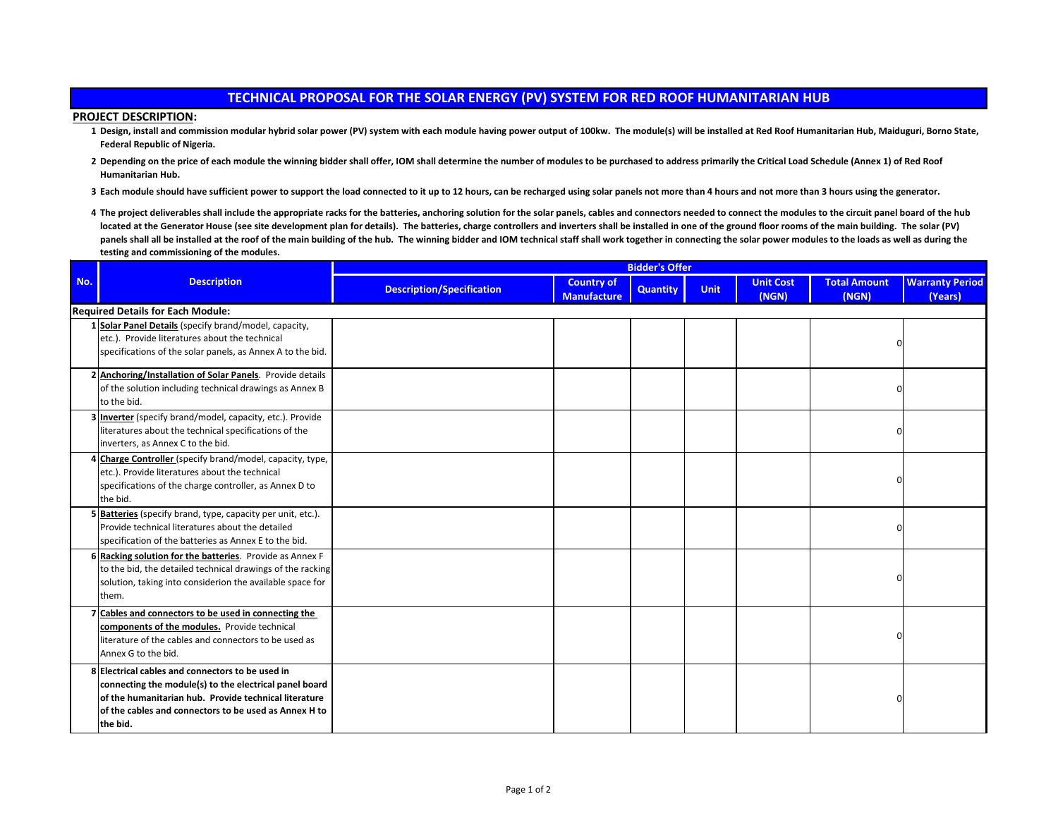# TECHNICAL PROPOSAL FOR THE SOLAR ENERGY (PV) SYSTEM FOR RED ROOF HUMANITARIAN HUB

## PROJECT DESCRIPTION:

1. **Design, install and commission modular hybrid solar power (PV) system with each module having power output of 100kw. The module(s) will be installed at Red Roof Humanitarian Hub, Maiduguri, Borno State, Federal Republic of Nigeria.**
2. **Depending on the price of each module the winning bidder shall offer, IOM shall determine the number of modules to be purchased to address primarily the Critical Load Schedule (Annex 1) of Red Roof Humanitarian Hub.**
3. **Each module should have sufficient power to support the load connected to it up to 12 hours, can be recharged using solar panels not more than 4 hours and not more than 3 hours using the generator.**
4. **The project deliverables shall include the appropriate racks for the batteries, anchoring solution for the solar panels, cables and connectors needed to connect the modules to the circuit panel board of the hub located at the Generator House (see site development plan for details). The batteries, charge controllers and inverters shall be installed in one of the ground floor rooms of the main building. The solar (PV) panels shall all be installed at the roof of the main building of the hub. The winning bidder and IOM technical staff shall work together in connecting the solar power modules to the loads as well as during the testing and commissioning of the modules.**

| No. | Description | Bidder's Offer | | | | | | |
|---|---|---|---|---|---|---|---|---|
| | | Description/Specification | Country of Manufacture | Quantity | Unit | Unit Cost (NGN) | Total Amount (NGN) | Warranty Period (Years) |
| **Required Details for Each Module:** | | | | | | | | |
| 1 | **Solar Panel Details** (specify brand/model, capacity, etc.). Provide literatures about the technical specifications of the solar panels, as Annex A to the bid. | | | | | | 0 | |
| 2 | **Anchoring/Installation of Solar Panels**. Provide details of the solution including technical drawings as Annex B to the bid. | | | | | | 0 | |
| 3 | **Inverter** (specify brand/model, capacity, etc.). Provide literatures about the technical specifications of the inverters, as Annex C to the bid. | | | | | | 0 | |
| 4 | **Charge Controller** (specify brand/model, capacity, type, etc.). Provide literatures about the technical specifications of the charge controller, as Annex D to the bid. | | | | | | 0 | |
| 5 | **Batteries** (specify brand, type, capacity per unit, etc.). Provide technical literatures about the detailed specification of the batteries as Annex E to the bid. | | | | | | 0 | |
| 6 | **Racking solution for the batteries**. Provide as Annex F to the bid, the detailed technical drawings of the racking solution, taking into considerion the available space for them. | | | | | | 0 | |
| 7 | **Cables and connectors to be used in connecting the components of the modules.** Provide technical literature of the cables and connectors to be used as Annex G to the bid. | | | | | | 0 | |
| 8 | **Electrical cables and connectors to be used in connecting the module(s) to the electrical panel board of the humanitarian hub. Provide technical literature of the cables and connectors to be used as Annex H to the bid.** | | | | | | 0 | |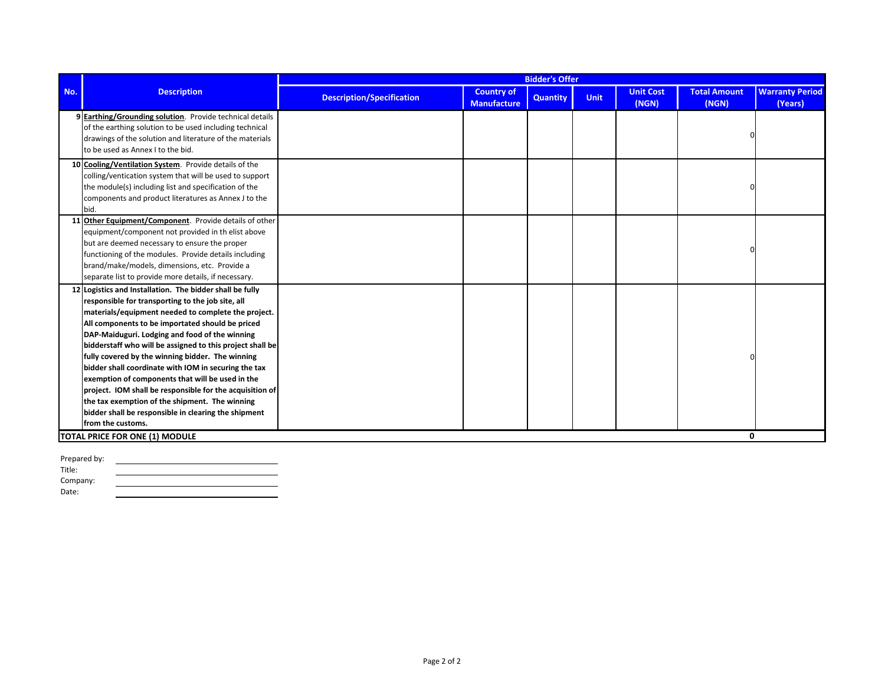| No. | Description | Bidder's Offer | | | | | | |
|---|---|---|---|---|---|---|---|---|
| | | Description/Specification | Country of Manufacture | Quantity | Unit | Unit Cost (NGN) | Total Amount (NGN) | Warranty Period (Years) |
| 9 | **Earthing/Grounding solution**. Provide technical details of the earthing solution to be used including technical drawings of the solution and literature of the materials to be used as Annex I to the bid. | | | | | | 0 | |
| 10 | **Cooling/Ventilation System**. Provide details of the colling/ventication system that will be used to support the module(s) including list and specification of the components and product literatures as Annex J to the bid. | | | | | | 0 | |
| 11 | **Other Equipment/Component**. Provide details of other equipment/component not provided in th elist above but are deemed necessary to ensure the proper functioning of the modules. Provide details including brand/make/models, dimensions, etc. Provide a separate list to provide more details, if necessary. | | | | | | 0 | |
| 12 | **Logistics and Installation. The bidder shall be fully responsible for transporting to the job site, all materials/equipment needed to complete the project. All components to be importated should be priced DAP-Maiduguri. Lodging and food of the winning bidderstaff who will be assigned to this project shall be fully covered by the winning bidder. The winning bidder shall coordinate with IOM in securing the tax exemption of components that will be used in the project. IOM shall be responsible for the acquisition of the tax exemption of the shipment. The winning bidder shall be responsible in clearing the shipment from the customs.** | | | | | | 0 | |
| **TOTAL PRICE FOR ONE (1) MODULE** | | | | | | | **0** | |

Prepared by: \_\_\_\_\_\_\_\_\_\_\_\_\_\_\_\_\_\_\_\_

Title: \_\_\_\_\_\_\_\_\_\_\_\_\_\_\_\_\_\_\_\_

Company: \_\_\_\_\_\_\_\_\_\_\_\_\_\_\_\_\_\_\_\_

Date: \_\_\_\_\_\_\_\_\_\_\_\_\_\_\_\_\_\_\_\_